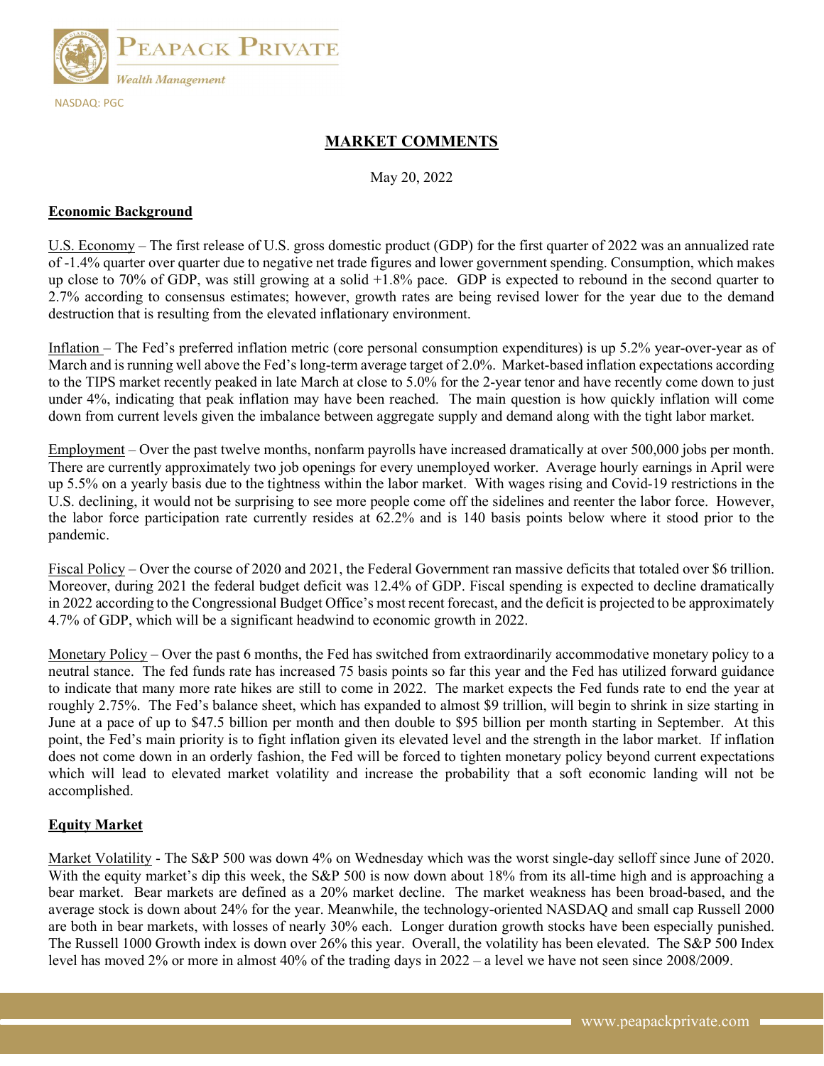PEAPACK PRIVATE

*Wealth Management*

NASDAQ: PGC

# MARKET COMMENTS

May 20, 2022

## Economic Background

U.S. Economy – The first release of U.S. gross domestic product (GDP) for the first quarter of 2022 was an annualized rate of -1.4% quarter over quarter due to negative net trade figures and lower government spending. Consumption, which makes up close to 70% of GDP, was still growing at a solid +1.8% pace. GDP is expected to rebound in the second quarter to 2.7% according to consensus estimates; however, growth rates are being revised lower for the year due to the demand destruction that is resulting from the elevated inflationary environment.

Inflation – The Fed's preferred inflation metric (core personal consumption expenditures) is up 5.2% year-over-year as of March and is running well above the Fed's long-term average target of 2.0%. Market-based inflation expectations according to the TIPS market recently peaked in late March at close to 5.0% for the 2-year tenor and have recently come down to just under 4%, indicating that peak inflation may have been reached. The main question is how quickly inflation will come down from current levels given the imbalance between aggregate supply and demand along with the tight labor market.

Employment – Over the past twelve months, nonfarm payrolls have increased dramatically at over 500,000 jobs per month. There are currently approximately two job openings for every unemployed worker. Average hourly earnings in April were up 5.5% on a yearly basis due to the tightness within the labor market. With wages rising and Covid-19 restrictions in the U.S. declining, it would not be surprising to see more people come off the sidelines and reenter the labor force. However, the labor force participation rate currently resides at 62.2% and is 140 basis points below where it stood prior to the pandemic.

Fiscal Policy – Over the course of 2020 and 2021, the Federal Government ran massive deficits that totaled over $6 trillion. Moreover, during 2021 the federal budget deficit was 12.4% of GDP. Fiscal spending is expected to decline dramatically in 2022 according to the Congressional Budget Office's most recent forecast, and the deficit is projected to be approximately 4.7% of GDP, which will be a significant headwind to economic growth in 2022.

Monetary Policy – Over the past 6 months, the Fed has switched from extraordinarily accommodative monetary policy to a neutral stance. The fed funds rate has increased 75 basis points so far this year and the Fed has utilized forward guidance to indicate that many more rate hikes are still to come in 2022. The market expects the Fed funds rate to end the year at roughly 2.75%. The Fed's balance sheet, which has expanded to almost $9 trillion, will begin to shrink in size starting in June at a pace of up to $47.5 billion per month and then double to $95 billion per month starting in September. At this point, the Fed's main priority is to fight inflation given its elevated level and the strength in the labor market. If inflation does not come down in an orderly fashion, the Fed will be forced to tighten monetary policy beyond current expectations which will lead to elevated market volatility and increase the probability that a soft economic landing will not be accomplished.

## Equity Market

Market Volatility - The S&P 500 was down 4% on Wednesday which was the worst single-day selloff since June of 2020. With the equity market's dip this week, the S&P 500 is now down about 18% from its all-time high and is approaching a bear market. Bear markets are defined as a 20% market decline. The market weakness has been broad-based, and the average stock is down about 24% for the year. Meanwhile, the technology-oriented NASDAQ and small cap Russell 2000 are both in bear markets, with losses of nearly 30% each. Longer duration growth stocks have been especially punished. The Russell 1000 Growth index is down over 26% this year. Overall, the volatility has been elevated. The S&P 500 Index level has moved 2% or more in almost 40% of the trading days in 2022 – a level we have not seen since 2008/2009.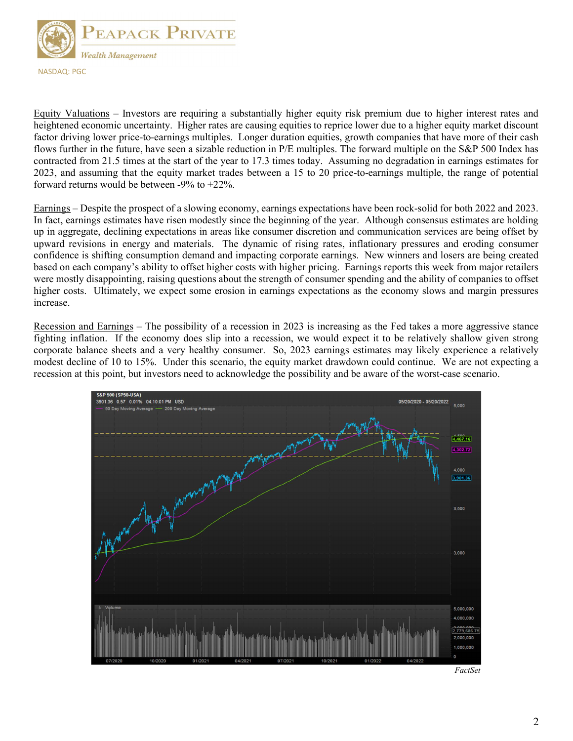Equity Valuations – Investors are requiring a substantially higher equity risk premium due to higher interest rates and heightened economic uncertainty. Higher rates are causing equities to reprice lower due to a higher equity market discount factor driving lower price-to-earnings multiples. Longer duration equities, growth companies that have more of their cash flows further in the future, have seen a sizable reduction in P/E multiples. The forward multiple on the S&P 500 Index has contracted from 21.5 times at the start of the year to 17.3 times today. Assuming no degradation in earnings estimates for 2023, and assuming that the equity market trades between a 15 to 20 price-to-earnings multiple, the range of potential forward returns would be between -9% to +22%.

Earnings – Despite the prospect of a slowing economy, earnings expectations have been rock-solid for both 2022 and 2023. In fact, earnings estimates have risen modestly since the beginning of the year. Although consensus estimates are holding up in aggregate, declining expectations in areas like consumer discretion and communication services are being offset by upward revisions in energy and materials. The dynamic of rising rates, inflationary pressures and eroding consumer confidence is shifting consumption demand and impacting corporate earnings. New winners and losers are being created based on each company's ability to offset higher costs with higher pricing. Earnings reports this week from major retailers were mostly disappointing, raising questions about the strength of consumer spending and the ability of companies to offset higher costs. Ultimately, we expect some erosion in earnings expectations as the economy slows and margin pressures increase.

Recession and Earnings – The possibility of a recession in 2023 is increasing as the Fed takes a more aggressive stance fighting inflation. If the economy does slip into a recession, we would expect it to be relatively shallow given strong corporate balance sheets and a very healthy consumer. So, 2023 earnings estimates may likely experience a relatively modest decline of 10 to 15%. Under this scenario, the equity market drawdown could continue. We are not expecting a recession at this point, but investors need to acknowledge the possibility and be aware of the worst-case scenario.

*FactSet*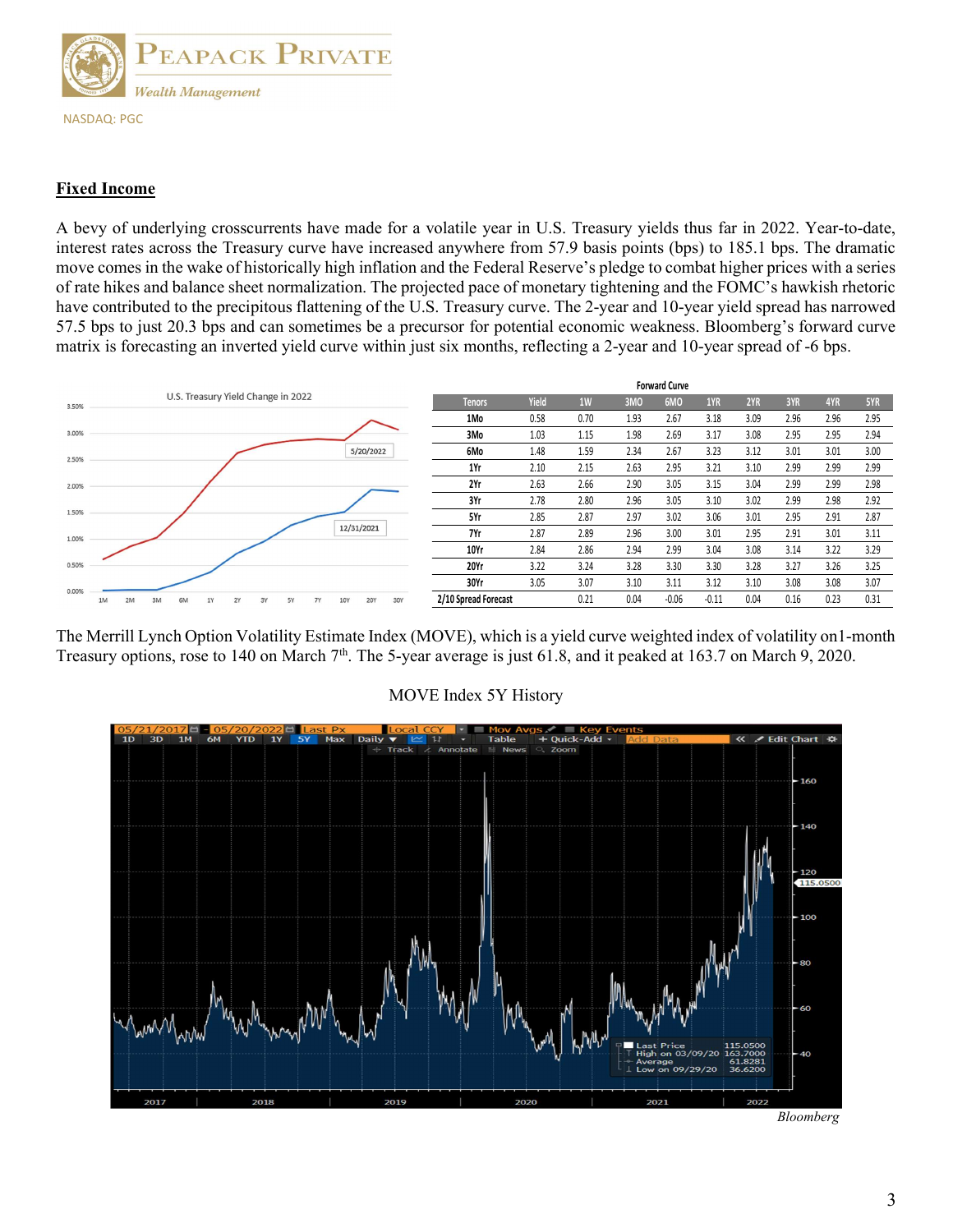## Fixed Income

A bevy of underlying crosscurrents have made for a volatile year in U.S. Treasury yields thus far in 2022. Year-to-date, interest rates across the Treasury curve have increased anywhere from 57.9 basis points (bps) to 185.1 bps. The dramatic move comes in the wake of historically high inflation and the Federal Reserve's pledge to combat higher prices with a series of rate hikes and balance sheet normalization. The projected pace of monetary tightening and the FOMC's hawkish rhetoric have contributed to the precipitous flattening of the U.S. Treasury curve. The 2-year and 10-year yield spread has narrowed 57.5 bps to just 20.3 bps and can sometimes be a precursor for potential economic weakness. Bloomberg's forward curve matrix is forecasting an inverted yield curve within just six months, reflecting a 2-year and 10-year spread of -6 bps.

U.S. Treasury Yield Change in 2022

| | | Forward Curve | | | | | | | | |
|---|---|---|---|---|---|---|---|---|---|---|
| Tenors | Yield | 1W | 3MO | 6MO | 1YR | 2YR | 3YR | 4YR | 5YR |
| 1Mo | 0.58 | 0.70 | 1.93 | 2.67 | 3.18 | 3.09 | 2.96 | 2.96 | 2.95 |
| 3Mo | 1.03 | 1.15 | 1.98 | 2.69 | 3.17 | 3.08 | 2.95 | 2.95 | 2.94 |
| 6Mo | 1.48 | 1.59 | 2.34 | 2.67 | 3.23 | 3.12 | 3.01 | 3.01 | 3.00 |
| 1Yr | 2.10 | 2.15 | 2.63 | 2.95 | 3.21 | 3.10 | 2.99 | 2.99 | 2.99 |
| 2Yr | 2.63 | 2.66 | 2.90 | 3.05 | 3.15 | 3.04 | 2.99 | 2.99 | 2.98 |
| 3Yr | 2.78 | 2.80 | 2.96 | 3.05 | 3.10 | 3.02 | 2.99 | 2.98 | 2.92 |
| 5Yr | 2.85 | 2.87 | 2.97 | 3.02 | 3.06 | 3.01 | 2.95 | 2.91 | 2.87 |
| 7Yr | 2.87 | 2.89 | 2.96 | 3.00 | 3.01 | 2.95 | 2.91 | 3.01 | 3.11 |
| 10Yr | 2.84 | 2.86 | 2.94 | 2.99 | 3.04 | 3.08 | 3.14 | 3.22 | 3.29 |
| 20Yr | 3.22 | 3.24 | 3.28 | 3.30 | 3.30 | 3.28 | 3.27 | 3.26 | 3.25 |
| 30Yr | 3.05 | 3.07 | 3.10 | 3.11 | 3.12 | 3.10 | 3.08 | 3.08 | 3.07 |
| 2/10 Spread Forecast | | 0.21 | 0.04 | -0.06 | -0.11 | 0.04 | 0.16 | 0.23 | 0.31 |

The Merrill Lynch Option Volatility Estimate Index (MOVE), which is a yield curve weighted index of volatility on1-month Treasury options, rose to 140 on March 7th. The 5-year average is just 61.8, and it peaked at 163.7 on March 9, 2020.

MOVE Index 5Y History

*Bloomberg*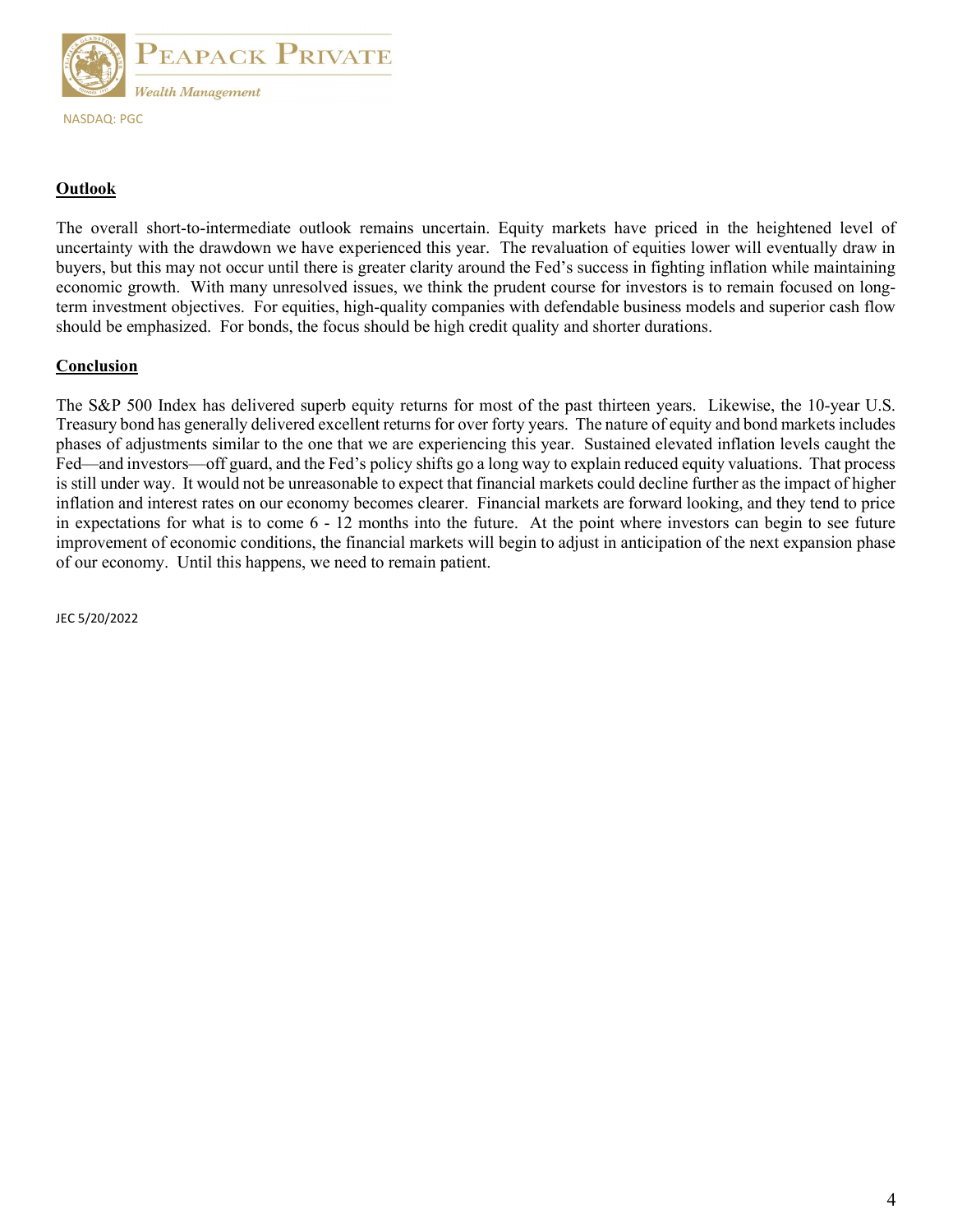## Outlook

The overall short-to-intermediate outlook remains uncertain. Equity markets have priced in the heightened level of uncertainty with the drawdown we have experienced this year. The revaluation of equities lower will eventually draw in buyers, but this may not occur until there is greater clarity around the Fed's success in fighting inflation while maintaining economic growth. With many unresolved issues, we think the prudent course for investors is to remain focused on long-term investment objectives. For equities, high-quality companies with defendable business models and superior cash flow should be emphasized. For bonds, the focus should be high credit quality and shorter durations.

## Conclusion

The S&P 500 Index has delivered superb equity returns for most of the past thirteen years. Likewise, the 10-year U.S. Treasury bond has generally delivered excellent returns for over forty years. The nature of equity and bond markets includes phases of adjustments similar to the one that we are experiencing this year. Sustained elevated inflation levels caught the Fed—and investors—off guard, and the Fed's policy shifts go a long way to explain reduced equity valuations. That process is still under way. It would not be unreasonable to expect that financial markets could decline further as the impact of higher inflation and interest rates on our economy becomes clearer. Financial markets are forward looking, and they tend to price in expectations for what is to come 6 - 12 months into the future. At the point where investors can begin to see future improvement of economic conditions, the financial markets will begin to adjust in anticipation of the next expansion phase of our economy. Until this happens, we need to remain patient.

JEC 5/20/2022